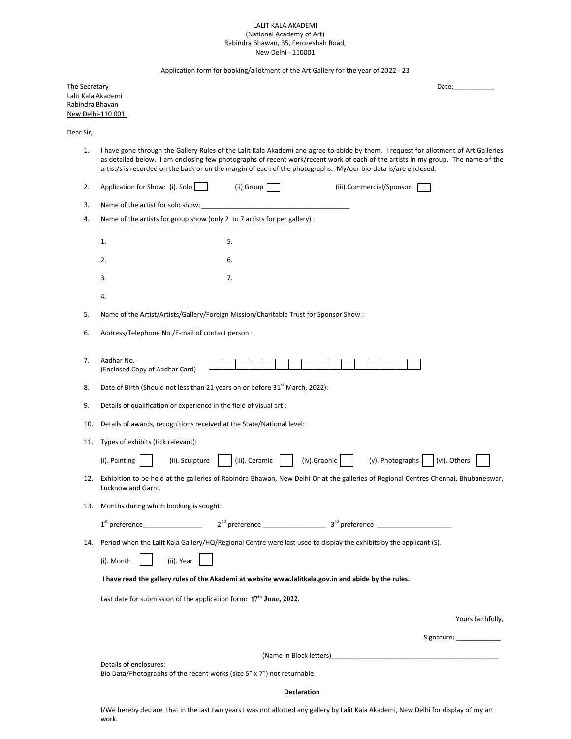LALIT KALA AKADEMI
(National Academy of Art)
Rabindra Bhawan, 35, Ferozeshah Road,
New Delhi - 110001

Application form for booking/allotment of the Art Gallery for the year of 2022 - 23

The Secretary
Lalit Kala Akademi
Rabindra Bhavan
New Delhi-110 001.

Date:___________

Dear Sir,

1. I have gone through the Gallery Rules of the Lalit Kala Akademi and agree to abide by them. I request for allotment of Art Galleries as detailed below. I am enclosing few photographs of recent work/recent work of each of the artists in my group. The name of the artist/s is recorded on the back or on the margin of each of the photographs. My/our bio-data is/are enclosed.

2. Application for Show: (i). Solo ☐ (ii) Group ☐ (iii).Commercial/Sponsor ☐

3. Name of the artist for solo show: ________________________________________

4. Name of the artists for group show (only 2 to 7 artists for per gallery) :

   1.
   2.
   3.
   4.
   5.
   6.
   7.

5. Name of the Artist/Artists/Gallery/Foreign Mission/Charitable Trust for Sponsor Show :

6. Address/Telephone No./E-mail of contact person :

7. Aadhar No.
   (Enclosed Copy of Aadhar Card) ☐☐☐☐☐☐☐☐☐☐☐☐☐☐☐☐☐

8. Date of Birth (Should not less than 21 years on or before 31st March, 2022):

9. Details of qualification or experience in the field of visual art :

10. Details of awards, recognitions received at the State/National level:

11. Types of exhibits (tick relevant):

    (i). Painting ☐ (ii). Sculpture ☐ (iii). Ceramic ☐ (iv).Graphic ☐ (v). Photographs ☐ (vi). Others ☐

12. Exhibition to be held at the galleries of Rabindra Bhawan, New Delhi Or at the galleries of Regional Centres Chennai, Bhubaneswar, Lucknow and Garhi.

13. Months during which booking is sought:

    1st preference_______________ 2nd preference ________________ 3rd preference ___________________

14. Period when the Lalit Kala Gallery/HQ/Regional Centre were last used to display the exhibits by the applicant (S).

    (i). Month ☐ (ii). Year ☐

**I have read the gallery rules of the Akademi at website www.lalitkala.gov.in and abide by the rules.**

Last date for submission of the application form: **17th June, 2022.**

Yours faithfully,

Signature: ____________

(Name in Block letters)_____________________________________________

Details of enclosures:
Bio Data/Photographs of the recent works (size 5" x 7") not returnable.

**Declaration**

I/We hereby declare that in the last two years I was not allotted any gallery by Lalit Kala Akademi, New Delhi for display of my art work.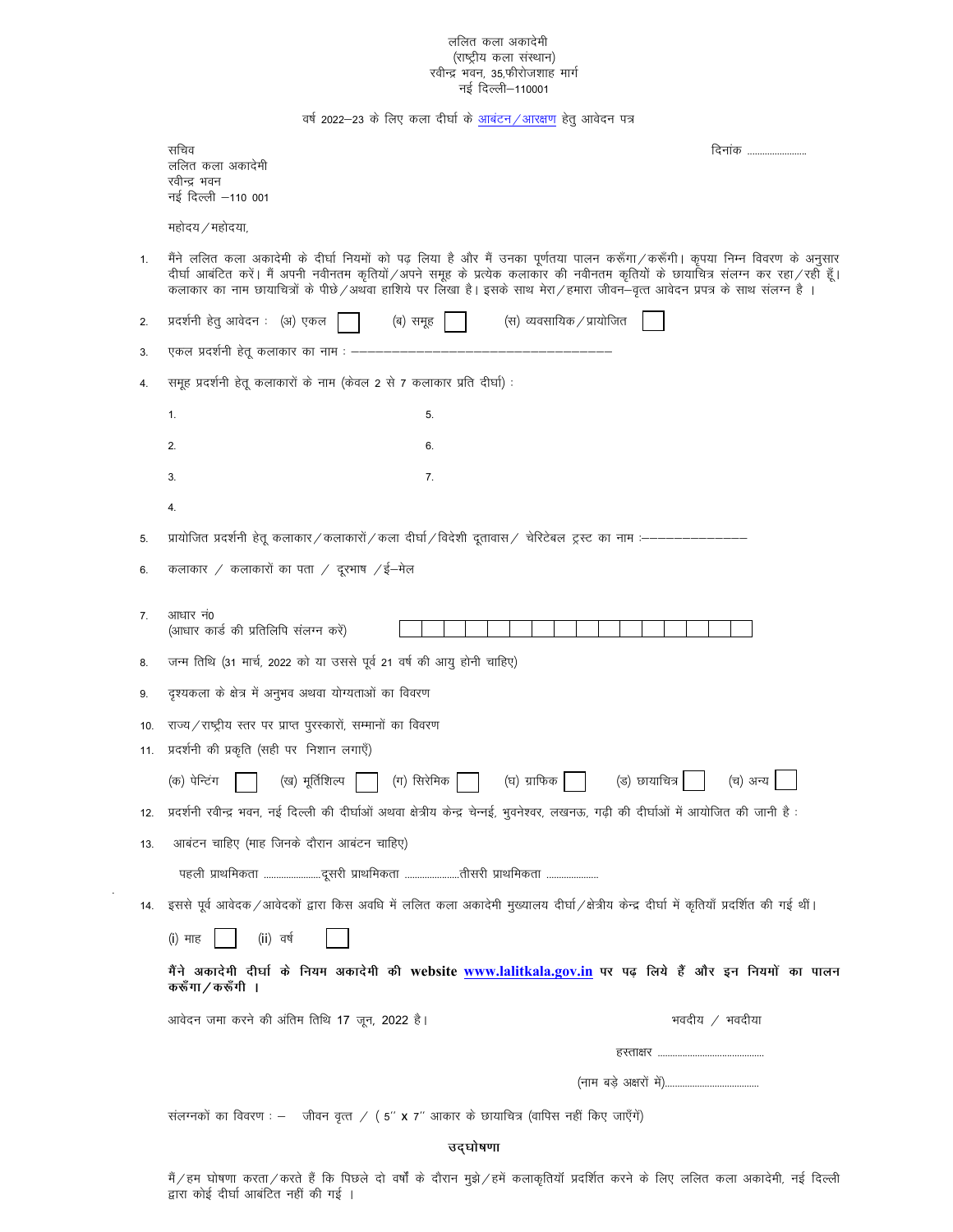ललित कला अकादेमी
(राष्ट्रीय कला संस्थान)
रवीन्द्र भवन, 35,फीरोजशाह मार्ग
नई दिल्ली–110001

वर्ष 2022–23 के लिए कला दीर्घा के आबंटन/आरक्षण हेतु आवेदन पत्र

सचिव
ललित कला अकादेमी
रवीन्द्र भवन
नई दिल्ली –110 001

दिनांक ......................

महोदय/महोदया,

1. मैंने ललित कला अकादेमी के दीर्घा नियमों को पढ़ लिया है और मैं उनका पूर्णतया पालन करूँगा/करूँगी। कृपया निम्न विवरण के अनुसार दीर्घा आबंटित करें। मैं अपनी नवीनतम कृतियों/अपने समूह के प्रत्येक कलाकार की नवीनतम कृतियों के छायाचित्र संलग्न कर रहा/रही हूँ। कलाकार का नाम छायाचित्रों के पीछे/अथवा हाशिये पर लिखा है। इसके साथ मेरा/हमारा जीवन–वृत्त आवेदन प्रपत्र के साथ संलग्न है ।

2. प्रदर्शनी हेतु आवेदन : (अ) एकल ☐ (ब) समूह ☐ (स) व्यवसायिक/प्रायोजित ☐

3. एकल प्रदर्शनी हेतु कलाकार का नाम : ———————————————————

4. समूह प्रदर्शनी हेतू कलाकारों के नाम (केवल 2 से 7 कलाकार प्रति दीर्घा) :

   1. 
   2. 
   3. 
   4. 
   5. 
   6. 
   7. 

5. प्रायोजित प्रदर्शनी हेतू कलाकार/कलाकारों/कला दीर्घा/विदेशी दूतावास/ चेरिटेबल ट्रस्ट का नाम :———————

6. कलाकार / कलाकारों का पता / दूरभाष /ई–मेल

7. आधार नं0
   (आधार कार्ड की प्रतिलिपि संलग्न करें) ☐☐☐☐☐☐☐☐☐☐☐☐☐☐☐☐☐

8. जन्म तिथि (31 मार्च, 2022 को या उससे पूर्व 21 वर्ष की आयु होनी चाहिए)

9. दृश्यकला के क्षेत्र में अनुभव अथवा योग्यताओं का विवरण

10. राज्य/राष्ट्रीय स्तर पर प्राप्त पुरस्कारों, सम्मानों का विवरण

11. प्रदर्शनी की प्रकृति (सही पर निशान लगाएँ)

    (क) पेन्टिंग ☐ (ख) मूर्तिशिल्प ☐ (ग) सिरेमिक ☐ (घ) ग्राफिक ☐ (ड) छायाचित्र ☐ (च) अन्य ☐

12. प्रदर्शनी रवीन्द्र भवन, नई दिल्ली की दीर्घाओं अथवा क्षेत्रीय केन्द्र चेन्नई, भुवनेश्वर, लखनऊ, गढ़ी की दीर्घाओं में आयोजित की जानी है :

13. आबंटन चाहिए (माह जिनके दौरान आबंटन चाहिए)

    पहली प्राथमिकता ......................दूसरी प्राथमिकता ......................तीसरी प्राथमिकता ....................

14. इससे पूर्व आवेदक/आवेदकों द्वारा किस अवधि में ललित कला अकादेमी मुख्यालय दीर्घा/क्षेत्रीय केन्द्र दीर्घा में कृतियाँ प्रदर्शित की गई थीं।

    (i) माह ☐ (ii) वर्ष ☐

**मैंने अकादेमी दीर्घा के नियम अकादेमी की website www.lalitkala.gov.in पर पढ़ लिये हैं और इन नियमों का पालन करूँगा/करूँगी ।**

आवेदन जमा करने की अंतिम तिथि 17 जून, 2022 है।

भवदीय / भवदीया

हस्ताक्षर ..........................................

(नाम बड़े अक्षरों में)....................................

संलग्नकों का विवरण : – जीवन वृत्त / ( 5" x 7" आकार के छायाचित्र (वापिस नहीं किए जाएँगें)

## उद्घोषणा

मैं/हम घोषणा करता/करते हैं कि पिछले दो वर्षों के दौरान मुझे/हमें कलाकृतियाँ प्रदर्शित करने के लिए ललित कला अकादेमी, नई दिल्ली द्वारा कोई दीर्घा आबंटित नहीं की गई ।